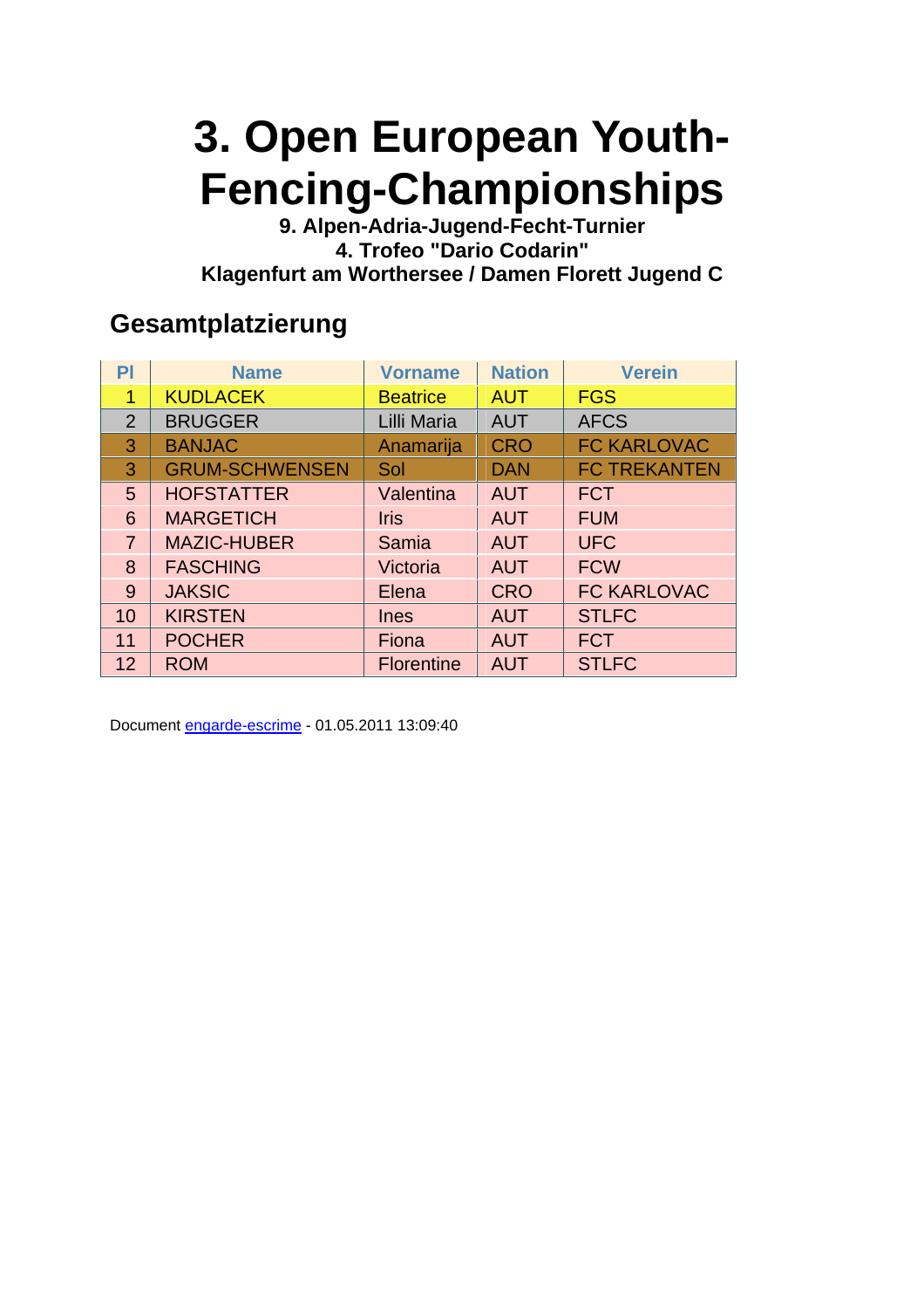# 3. Open European Youth-Fencing-Championships

**9. Alpen-Adria-Jugend-Fecht-Turnier**
**4. Trofeo "Dario Codarin"**
**Klagenfurt am Worthersee / Damen Florett Jugend C**

## Gesamtplatzierung

| Pl | Name | Vorname | Nation | Verein |
|---|---|---|---|---|
| 1 | KUDLACEK | Beatrice | AUT | FGS |
| 2 | BRUGGER | Lilli Maria | AUT | AFCS |
| 3 | BANJAC | Anamarija | CRO | FC KARLOVAC |
| 3 | GRUM-SCHWENSEN | Sol | DAN | FC TREKANTEN |
| 5 | HOFSTATTER | Valentina | AUT | FCT |
| 6 | MARGETICH | Iris | AUT | FUM |
| 7 | MAZIC-HUBER | Samia | AUT | UFC |
| 8 | FASCHING | Victoria | AUT | FCW |
| 9 | JAKSIC | Elena | CRO | FC KARLOVAC |
| 10 | KIRSTEN | Ines | AUT | STLFC |
| 11 | POCHER | Fiona | AUT | FCT |
| 12 | ROM | Florentine | AUT | STLFC |

Document engarde-escrime - 01.05.2011 13:09:40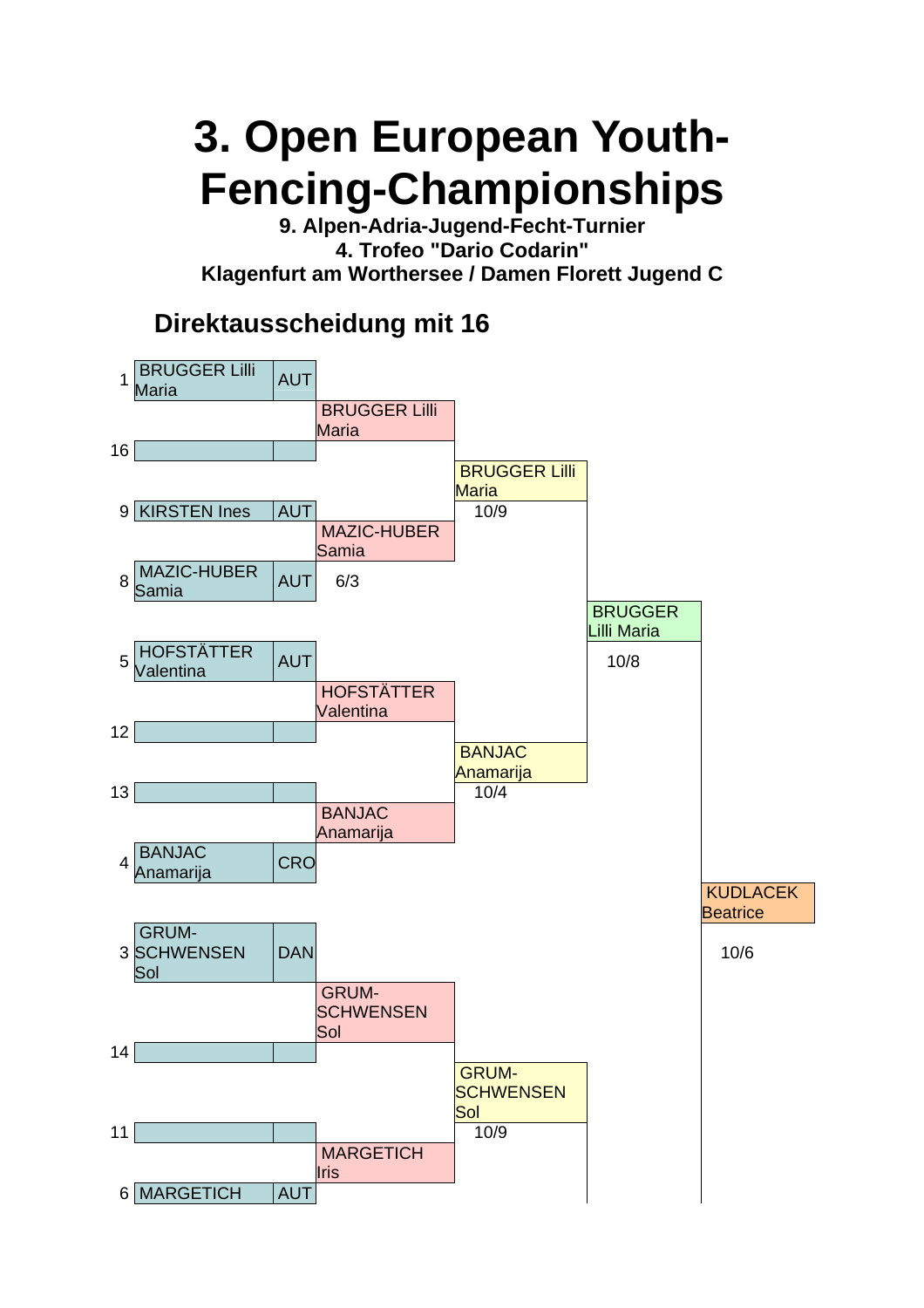# 3. Open European Youth-Fencing-Championships

**9. Alpen-Adria-Jugend-Fecht-Turnier**
**4. Trofeo "Dario Codarin"**
**Klagenfurt am Worthersee / Damen Florett Jugend C**

## Direktausscheidung mit 16

| Seed | Name | Nation | Tableau of 16 | Tableau of 8 | Semifinal | Final |
|---|---|---|---|---|---|---|
| 1 | BRUGGER Lilli Maria | AUT | BRUGGER Lilli Maria | BRUGGER Lilli Maria 10/9 | BRUGGER Lilli Maria 10/8 | KUDLACEK Beatrice 10/6 |
| 16 | | | | | | |
| 9 | KIRSTEN Ines | AUT | MAZIC-HUBER Samia 6/3 | | | |
| 8 | MAZIC-HUBER Samia | AUT | | | | |
| 5 | HOFSTÄTTER Valentina | AUT | HOFSTÄTTER Valentina | BANJAC Anamarija 10/4 | | |
| 12 | | | | | | |
| 13 | | | BANJAC Anamarija | | | |
| 4 | BANJAC Anamarija | CRO | | | | |
| 3 | GRUM-SCHWENSEN Sol | DAN | GRUM-SCHWENSEN Sol | GRUM-SCHWENSEN Sol 10/9 | | |
| 14 | | | | | | |
| 11 | | | MARGETICH Iris | | | |
| 6 | MARGETICH | AUT | | | | |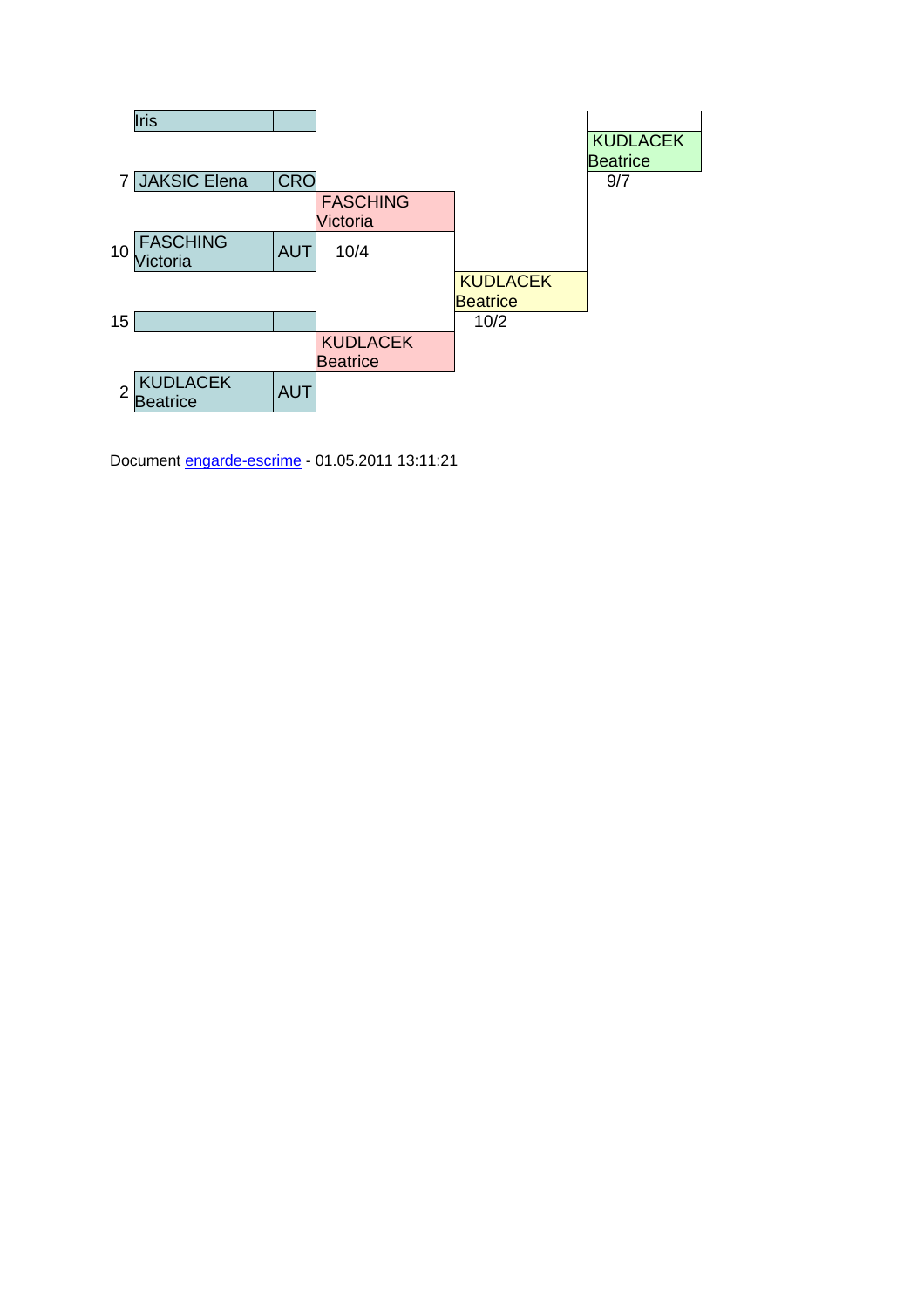| Seed | Name | Nation | Round 2 | Round 3 | Round 4 |
|---|---|---|---|---|---|
| | Iris | | | | |
| | | | | | KUDLACEK Beatrice |
| | | | | | 9/7 |
| 7 | JAKSIC Elena | CRO | | | |
| | | | FASCHING Victoria | | |
| 10 | FASCHING Victoria | AUT | 10/4 | | |
| | | | | KUDLACEK Beatrice | |
| 15 | | | | 10/2 | |
| | | | KUDLACEK Beatrice | | |
| 2 | KUDLACEK Beatrice | AUT | | | |

Document engarde-escrime - 01.05.2011 13:11:21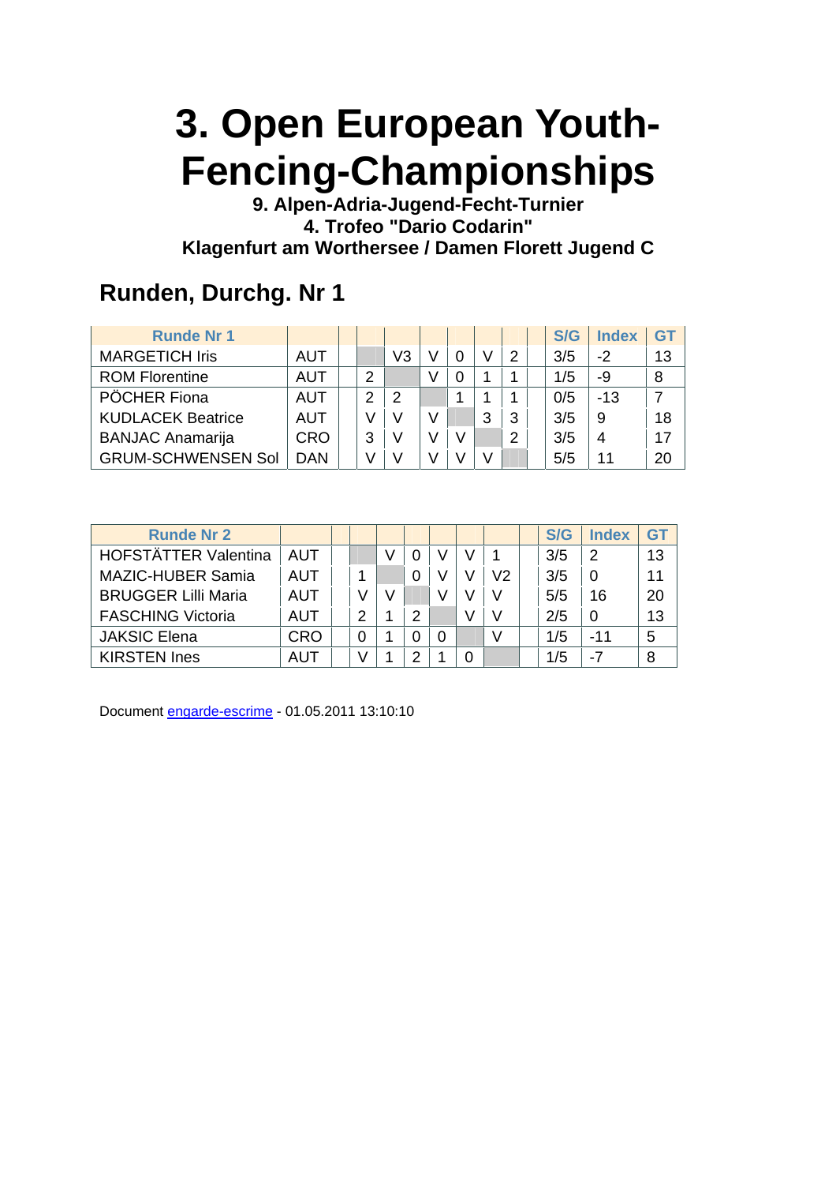# 3. Open European Youth-Fencing-Championships

**9. Alpen-Adria-Jugend-Fecht-Turnier**
**4. Trofeo "Dario Codarin"**
**Klagenfurt am Worthersee / Damen Florett Jugend C**

## Runden, Durchg. Nr 1

| Runde Nr 1 | | | | | | | | | | S/G | Index | GT |
|---|---|---|---|---|---|---|---|---|---|---|---|---|
| MARGETICH Iris | AUT | | | V3 | V | 0 | V | 2 | | 3/5 | -2 | 13 |
| ROM Florentine | AUT | | 2 | | V | 0 | 1 | 1 | | 1/5 | -9 | 8 |
| PÖCHER Fiona | AUT | | 2 | 2 | | 1 | 1 | 1 | | 0/5 | -13 | 7 |
| KUDLACEK Beatrice | AUT | | V | V | V | | 3 | 3 | | 3/5 | 9 | 18 |
| BANJAC Anamarija | CRO | | 3 | V | V | V | | 2 | | 3/5 | 4 | 17 |
| GRUM-SCHWENSEN Sol | DAN | | V | V | V | V | V | | | 5/5 | 11 | 20 |

| Runde Nr 2 | | | | | | | | | | S/G | Index | GT |
|---|---|---|---|---|---|---|---|---|---|---|---|---|
| HOFSTÄTTER Valentina | AUT | | | V | 0 | V | V | 1 | | 3/5 | 2 | 13 |
| MAZIC-HUBER Samia | AUT | | 1 | | 0 | V | V | V2 | | 3/5 | 0 | 11 |
| BRUGGER Lilli Maria | AUT | | V | V | | V | V | V | | 5/5 | 16 | 20 |
| FASCHING Victoria | AUT | | 2 | 1 | 2 | | V | V | | 2/5 | 0 | 13 |
| JAKSIC Elena | CRO | | 0 | 1 | 0 | 0 | | V | | 1/5 | -11 | 5 |
| KIRSTEN Ines | AUT | | V | 1 | 2 | 1 | 0 | | | 1/5 | -7 | 8 |

Document engarde-escrime - 01.05.2011 13:10:10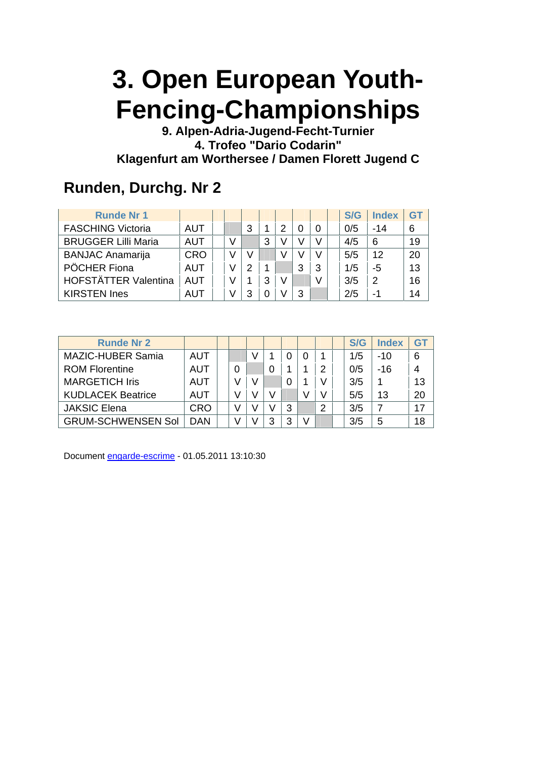# 3. Open European Youth-Fencing-Championships

### 9. Alpen-Adria-Jugend-Fecht-Turnier
### 4. Trofeo "Dario Codarin"
### Klagenfurt am Worthersee / Damen Florett Jugend C

## Runden, Durchg. Nr 2

| Runde Nr 1 | | | | | | | | | | S/G | Index | GT |
|---|---|---|---|---|---|---|---|---|---|---|---|---|
| FASCHING Victoria | AUT | | | 3 | 1 | 2 | 0 | 0 | | 0/5 | -14 | 6 |
| BRUGGER Lilli Maria | AUT | | V | | 3 | V | V | V | | 4/5 | 6 | 19 |
| BANJAC Anamarija | CRO | | V | V | | V | V | V | | 5/5 | 12 | 20 |
| PÖCHER Fiona | AUT | | V | 2 | 1 | | 3 | 3 | | 1/5 | -5 | 13 |
| HOFSTÄTTER Valentina | AUT | | V | 1 | 3 | V | | V | | 3/5 | 2 | 16 |
| KIRSTEN Ines | AUT | | V | 3 | 0 | V | 3 | | | 2/5 | -1 | 14 |

| Runde Nr 2 | | | | | | | | | | S/G | Index | GT |
|---|---|---|---|---|---|---|---|---|---|---|---|---|
| MAZIC-HUBER Samia | AUT | | | V | 1 | 0 | 0 | 1 | | 1/5 | -10 | 6 |
| ROM Florentine | AUT | | 0 | | 0 | 1 | 1 | 2 | | 0/5 | -16 | 4 |
| MARGETICH Iris | AUT | | V | V | | 0 | 1 | V | | 3/5 | 1 | 13 |
| KUDLACEK Beatrice | AUT | | V | V | V | | V | V | | 5/5 | 13 | 20 |
| JAKSIC Elena | CRO | | V | V | V | 3 | | 2 | | 3/5 | 7 | 17 |
| GRUM-SCHWENSEN Sol | DAN | | V | V | 3 | 3 | V | | | 3/5 | 5 | 18 |

Document engarde-escrime - 01.05.2011 13:10:30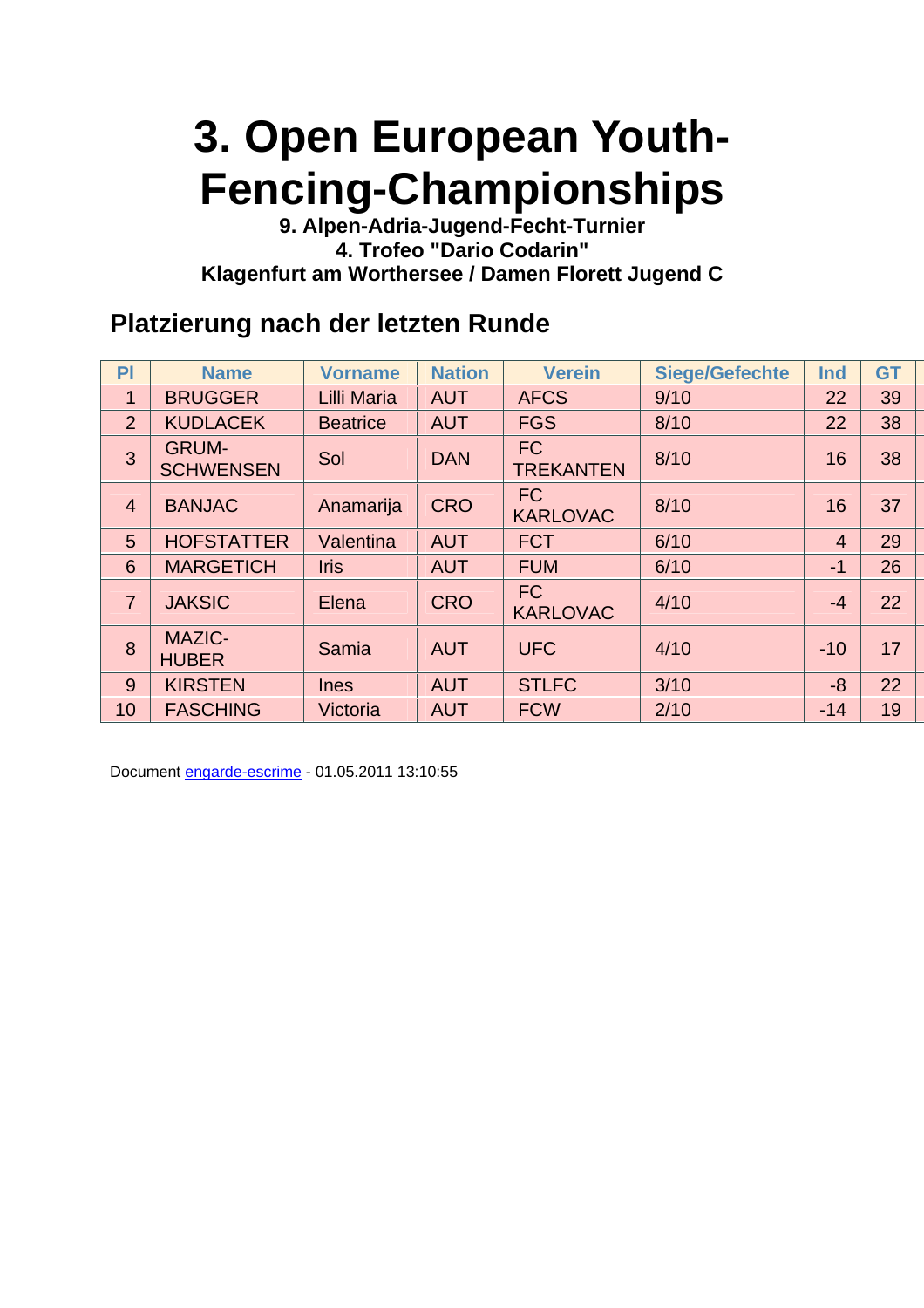# 3. Open European Youth-Fencing-Championships

**9. Alpen-Adria-Jugend-Fecht-Turnier**
**4. Trofeo "Dario Codarin"**
**Klagenfurt am Worthersee / Damen Florett Jugend C**

## Platzierung nach der letzten Runde

| Pl | Name | Vorname | Nation | Verein | Siege/Gefechte | Ind | GT |
|---|---|---|---|---|---|---|---|
| 1 | BRUGGER | Lilli Maria | AUT | AFCS | 9/10 | 22 | 39 |
| 2 | KUDLACEK | Beatrice | AUT | FGS | 8/10 | 22 | 38 |
| 3 | GRUM-SCHWENSEN | Sol | DAN | FC TREKANTEN | 8/10 | 16 | 38 |
| 4 | BANJAC | Anamarija | CRO | FC KARLOVAC | 8/10 | 16 | 37 |
| 5 | HOFSTATTER | Valentina | AUT | FCT | 6/10 | 4 | 29 |
| 6 | MARGETICH | Iris | AUT | FUM | 6/10 | -1 | 26 |
| 7 | JAKSIC | Elena | CRO | FC KARLOVAC | 4/10 | -4 | 22 |
| 8 | MAZIC-HUBER | Samia | AUT | UFC | 4/10 | -10 | 17 |
| 9 | KIRSTEN | Ines | AUT | STLFC | 3/10 | -8 | 22 |
| 10 | FASCHING | Victoria | AUT | FCW | 2/10 | -14 | 19 |

Document engarde-escrime - 01.05.2011 13:10:55